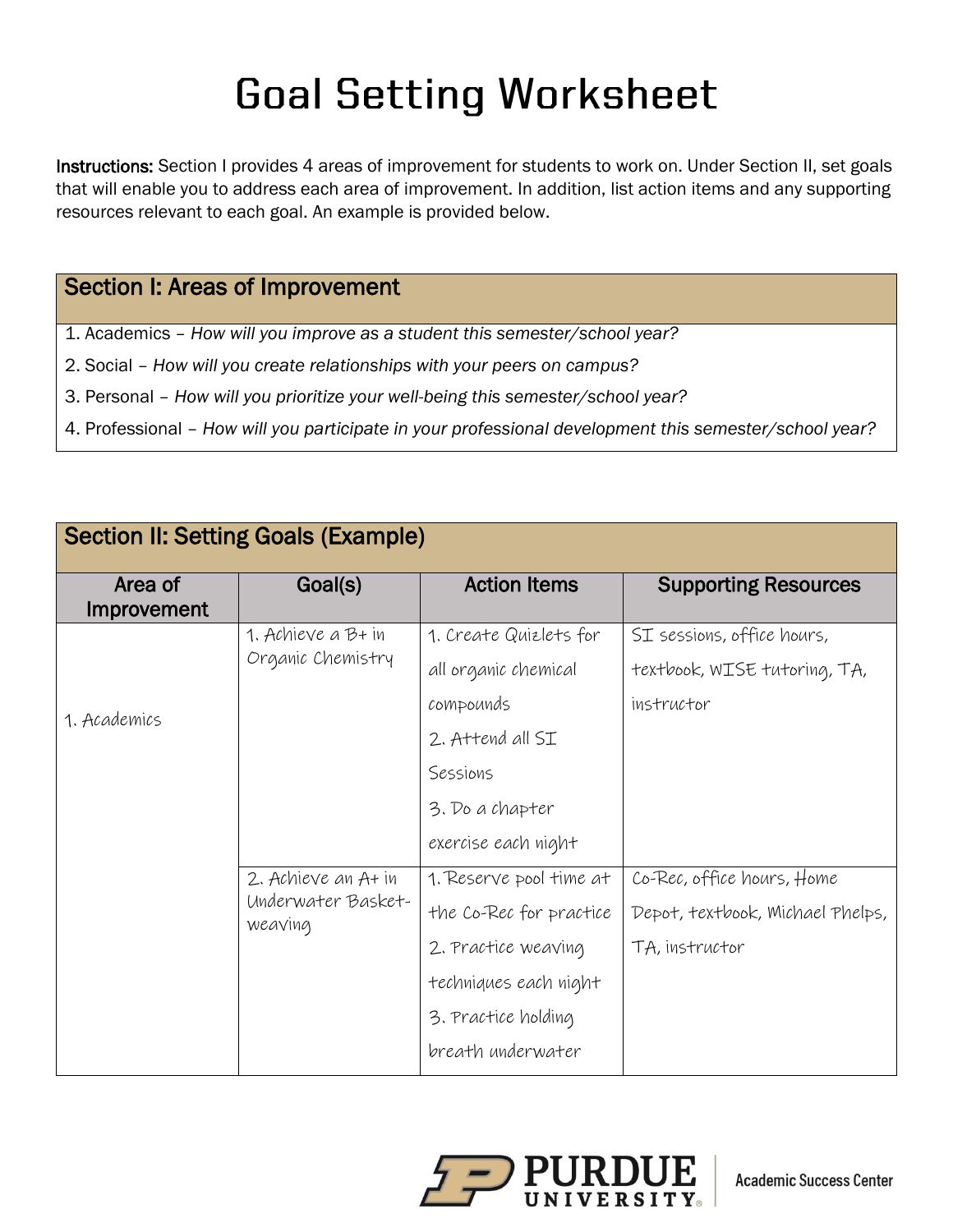# Goal Setting Worksheet

**Instructions:** Section I provides 4 areas of improvement for students to work on. Under Section II, set goals that will enable you to address each area of improvement. In addition, list action items and any supporting resources relevant to each goal. An example is provided below.

| Section I: Areas of Improvement |
|---|
| 1. Academics – *How will you improve as a student this semester/school year?* |
| 2. Social – *How will you create relationships with your peers on campus?* |
| 3. Personal – *How will you prioritize your well-being this semester/school year?* |
| 4. Professional – *How will you participate in your professional development this semester/school year?* |

| Section II: Setting Goals (Example) | | | |
|---|---|---|---|
| **Area of Improvement** | **Goal(s)** | **Action Items** | **Supporting Resources** |
| 1. Academics | 1. Achieve a B+ in Organic Chemistry | 1. Create Quizlets for all organic chemical compounds<br>2. Attend all SI Sessions<br>3. Do a chapter exercise each night | SI sessions, office hours, textbook, WISE tutoring, TA, instructor |
| | 2. Achieve an A+ in Underwater Basket-weaving | 1. Reserve pool time at the Co-Rec for practice<br>2. Practice weaving techniques each night<br>3. Practice holding breath underwater | Co-Rec, office hours, Home Depot, textbook, Michael Phelps, TA, instructor |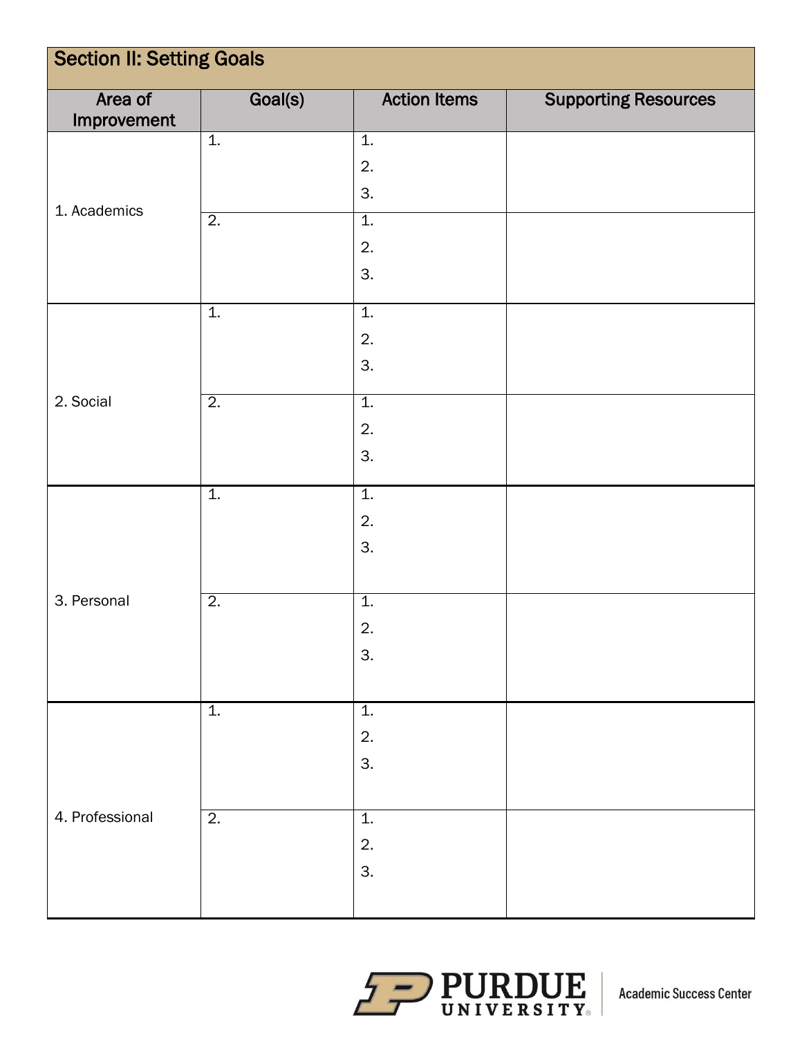## Section II: Setting Goals

| Area of Improvement | Goal(s) | Action Items | Supporting Resources |
|---|---|---|---|
| 1. Academics | 1. | 1.<br>2.<br>3. | |
| | 2. | 1.<br>2.<br>3. | |
| 2. Social | 1. | 1.<br>2.<br>3. | |
| | 2. | 1.<br>2.<br>3. | |
| 3. Personal | 1. | 1.<br>2.<br>3. | |
| | 2. | 1.<br>2.<br>3. | |
| 4. Professional | 1. | 1.<br>2.<br>3. | |
| | 2. | 1.<br>2.<br>3. | |

PURDUE UNIVERSITY | Academic Success Center